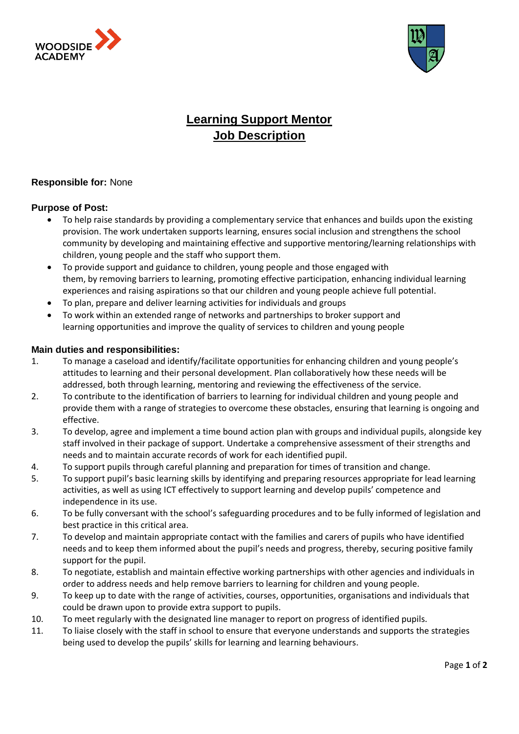# Learning Support Mentor
# Job Description

**Responsible for:** None

**Purpose of Post:**

- To help raise standards by providing a complementary service that enhances and builds upon the existing provision. The work undertaken supports learning, ensures social inclusion and strengthens the school community by developing and maintaining effective and supportive mentoring/learning relationships with children, young people and the staff who support them.
- To provide support and guidance to children, young people and those engaged with them, by removing barriers to learning, promoting effective participation, enhancing individual learning experiences and raising aspirations so that our children and young people achieve full potential.
- To plan, prepare and deliver learning activities for individuals and groups
- To work within an extended range of networks and partnerships to broker support and learning opportunities and improve the quality of services to children and young people

**Main duties and responsibilities:**

1. To manage a caseload and identify/facilitate opportunities for enhancing children and young people's attitudes to learning and their personal development. Plan collaboratively how these needs will be addressed, both through learning, mentoring and reviewing the effectiveness of the service.
2. To contribute to the identification of barriers to learning for individual children and young people and provide them with a range of strategies to overcome these obstacles, ensuring that learning is ongoing and effective.
3. To develop, agree and implement a time bound action plan with groups and individual pupils, alongside key staff involved in their package of support. Undertake a comprehensive assessment of their strengths and needs and to maintain accurate records of work for each identified pupil.
4. To support pupils through careful planning and preparation for times of transition and change.
5. To support pupil's basic learning skills by identifying and preparing resources appropriate for lead learning activities, as well as using ICT effectively to support learning and develop pupils' competence and independence in its use.
6. To be fully conversant with the school's safeguarding procedures and to be fully informed of legislation and best practice in this critical area.
7. To develop and maintain appropriate contact with the families and carers of pupils who have identified needs and to keep them informed about the pupil's needs and progress, thereby, securing positive family support for the pupil.
8. To negotiate, establish and maintain effective working partnerships with other agencies and individuals in order to address needs and help remove barriers to learning for children and young people.
9. To keep up to date with the range of activities, courses, opportunities, organisations and individuals that could be drawn upon to provide extra support to pupils.
10. To meet regularly with the designated line manager to report on progress of identified pupils.
11. To liaise closely with the staff in school to ensure that everyone understands and supports the strategies being used to develop the pupils' skills for learning and learning behaviours.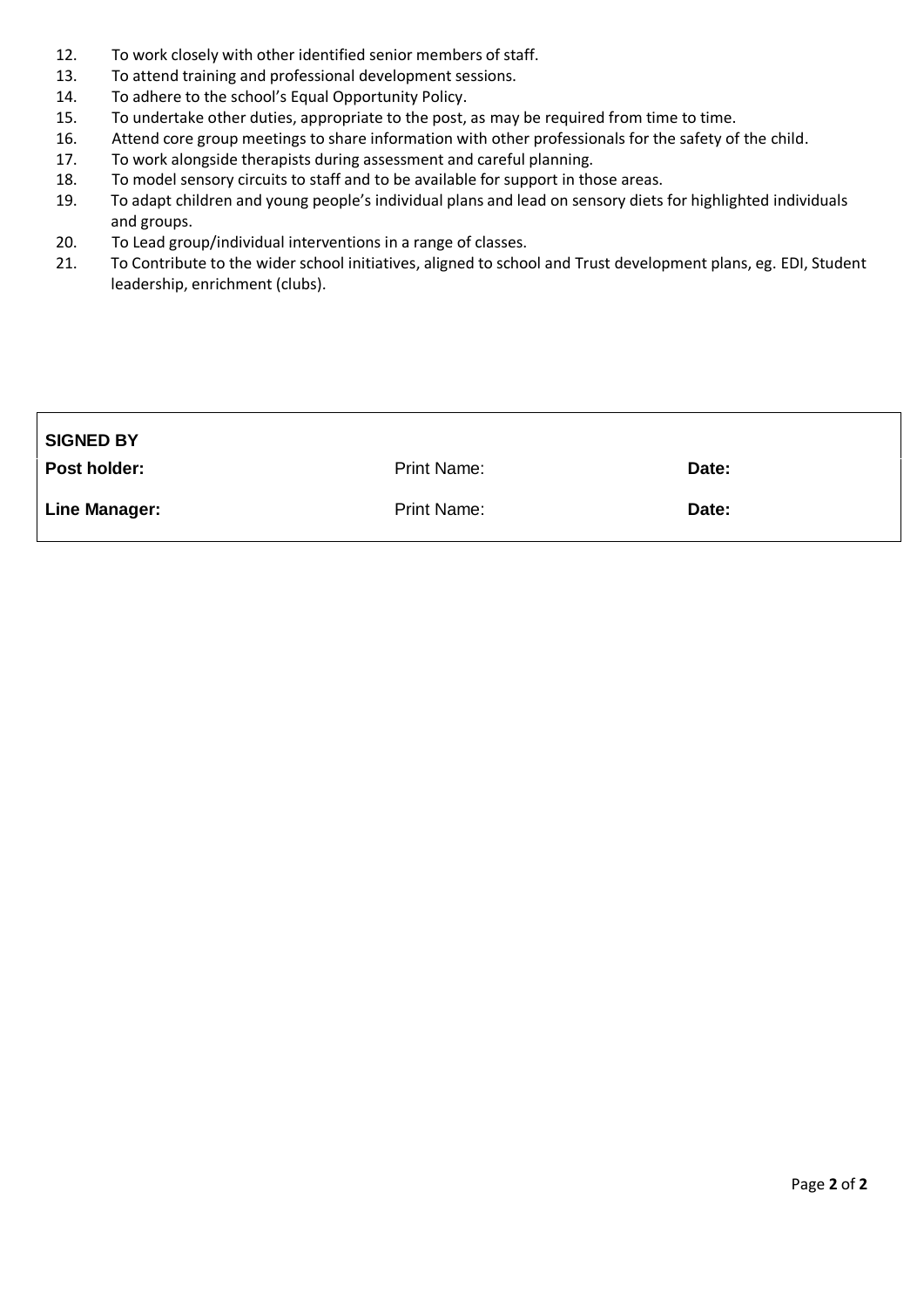12. To work closely with other identified senior members of staff.
13. To attend training and professional development sessions.
14. To adhere to the school's Equal Opportunity Policy.
15. To undertake other duties, appropriate to the post, as may be required from time to time.
16. Attend core group meetings to share information with other professionals for the safety of the child.
17. To work alongside therapists during assessment and careful planning.
18. To model sensory circuits to staff and to be available for support in those areas.
19. To adapt children and young people's individual plans and lead on sensory diets for highlighted individuals and groups.
20. To Lead group/individual interventions in a range of classes.
21. To Contribute to the wider school initiatives, aligned to school and Trust development plans, eg. EDI, Student leadership, enrichment (clubs).

| | | |
|---|---|---|
| **SIGNED BY** | | |
| **Post holder:** | Print Name: | **Date:** |
| **Line Manager:** | Print Name: | **Date:** |